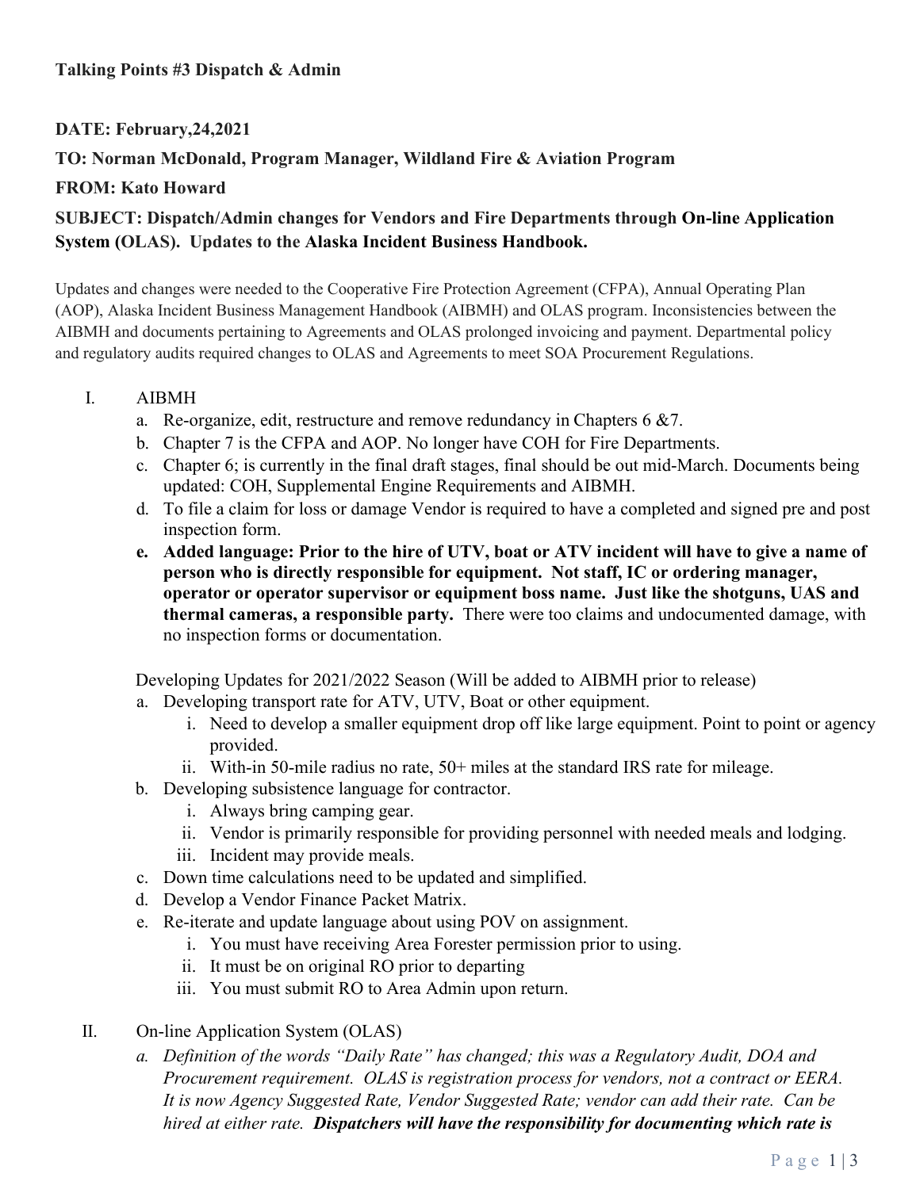**Talking Points #3 Dispatch & Admin**

**DATE: February,24,2021**

**TO: Norman McDonald, Program Manager, Wildland Fire & Aviation Program**

**FROM: Kato Howard**

**SUBJECT: Dispatch/Admin changes for Vendors and Fire Departments through On-line Application System (OLAS). Updates to the Alaska Incident Business Handbook.**

Updates and changes were needed to the Cooperative Fire Protection Agreement (CFPA), Annual Operating Plan (AOP), Alaska Incident Business Management Handbook (AIBMH) and OLAS program. Inconsistencies between the AIBMH and documents pertaining to Agreements and OLAS prolonged invoicing and payment. Departmental policy and regulatory audits required changes to OLAS and Agreements to meet SOA Procurement Regulations.

I. AIBMH
   a. Re-organize, edit, restructure and remove redundancy in Chapters 6 &7.
   b. Chapter 7 is the CFPA and AOP. No longer have COH for Fire Departments.
   c. Chapter 6; is currently in the final draft stages, final should be out mid-March. Documents being updated: COH, Supplemental Engine Requirements and AIBMH.
   d. To file a claim for loss or damage Vendor is required to have a completed and signed pre and post inspection form.
   e. **Added language: Prior to the hire of UTV, boat or ATV incident will have to give a name of person who is directly responsible for equipment. Not staff, IC or ordering manager, operator or operator supervisor or equipment boss name. Just like the shotguns, UAS and thermal cameras, a responsible party.** There were too claims and undocumented damage, with no inspection forms or documentation.

   Developing Updates for 2021/2022 Season (Will be added to AIBMH prior to release)
   a. Developing transport rate for ATV, UTV, Boat or other equipment.
      i. Need to develop a smaller equipment drop off like large equipment. Point to point or agency provided.
      ii. With-in 50-mile radius no rate, 50+ miles at the standard IRS rate for mileage.
   b. Developing subsistence language for contractor.
      i. Always bring camping gear.
      ii. Vendor is primarily responsible for providing personnel with needed meals and lodging.
      iii. Incident may provide meals.
   c. Down time calculations need to be updated and simplified.
   d. Develop a Vendor Finance Packet Matrix.
   e. Re-iterate and update language about using POV on assignment.
      i. You must have receiving Area Forester permission prior to using.
      ii. It must be on original RO prior to departing
      iii. You must submit RO to Area Admin upon return.

II. On-line Application System (OLAS)
   a. *Definition of the words "Daily Rate" has changed; this was a Regulatory Audit, DOA and Procurement requirement. OLAS is registration process for vendors, not a contract or EERA. It is now Agency Suggested Rate, Vendor Suggested Rate; vendor can add their rate. Can be hired at either rate.* ***Dispatchers will have the responsibility for documenting which rate is***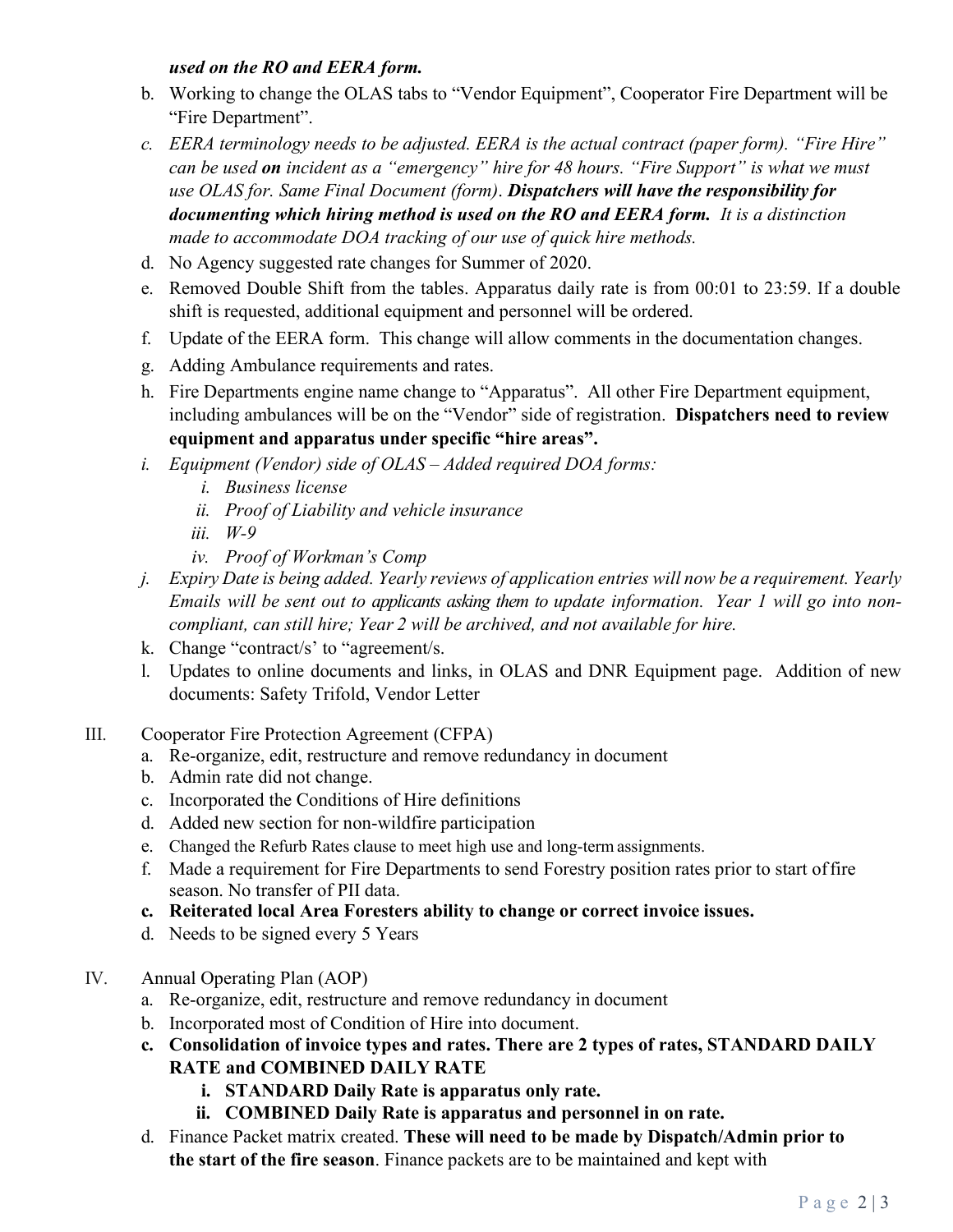***used on the RO and EERA form.***

b. Working to change the OLAS tabs to "Vendor Equipment", Cooperator Fire Department will be "Fire Department".

c. *EERA terminology needs to be adjusted. EERA is the actual contract (paper form). "Fire Hire" can be used **on** incident as a "emergency" hire for 48 hours. "Fire Support" is what we must use OLAS for. Same Final Document (form).* ***Dispatchers will have the responsibility for documenting which hiring method is used on the RO and EERA form.*** *It is a distinction made to accommodate DOA tracking of our use of quick hire methods.*

d. No Agency suggested rate changes for Summer of 2020.

e. Removed Double Shift from the tables. Apparatus daily rate is from 00:01 to 23:59. If a double shift is requested, additional equipment and personnel will be ordered.

f. Update of the EERA form. This change will allow comments in the documentation changes.

g. Adding Ambulance requirements and rates.

h. Fire Departments engine name change to "Apparatus". All other Fire Department equipment, including ambulances will be on the "Vendor" side of registration. **Dispatchers need to review equipment and apparatus under specific "hire areas".**

i. *Equipment (Vendor) side of OLAS – Added required DOA forms:*
   i. *Business license*
   ii. *Proof of Liability and vehicle insurance*
   iii. *W-9*
   iv. *Proof of Workman's Comp*

j. *Expiry Date is being added. Yearly reviews of application entries will now be a requirement. Yearly Emails will be sent out to applicants asking them to update information. Year 1 will go into non-compliant, can still hire; Year 2 will be archived, and not available for hire.*

k. Change "contract/s' to "agreement/s.

l. Updates to online documents and links, in OLAS and DNR Equipment page. Addition of new documents: Safety Trifold, Vendor Letter

III. Cooperator Fire Protection Agreement (CFPA)

a. Re-organize, edit, restructure and remove redundancy in document

b. Admin rate did not change.

c. Incorporated the Conditions of Hire definitions

d. Added new section for non-wildfire participation

e. Changed the Refurb Rates clause to meet high use and long-term assignments.

f. Made a requirement for Fire Departments to send Forestry position rates prior to start of fire season. No transfer of PII data.

c. **Reiterated local Area Foresters ability to change or correct invoice issues.**

d. Needs to be signed every 5 Years

IV. Annual Operating Plan (AOP)

a. Re-organize, edit, restructure and remove redundancy in document

b. Incorporated most of Condition of Hire into document.

c. **Consolidation of invoice types and rates. There are 2 types of rates, STANDARD DAILY RATE and COMBINED DAILY RATE**
   i. **STANDARD Daily Rate is apparatus only rate.**
   ii. **COMBINED Daily Rate is apparatus and personnel in on rate.**

d. Finance Packet matrix created. **These will need to be made by Dispatch/Admin prior to the start of the fire season**. Finance packets are to be maintained and kept with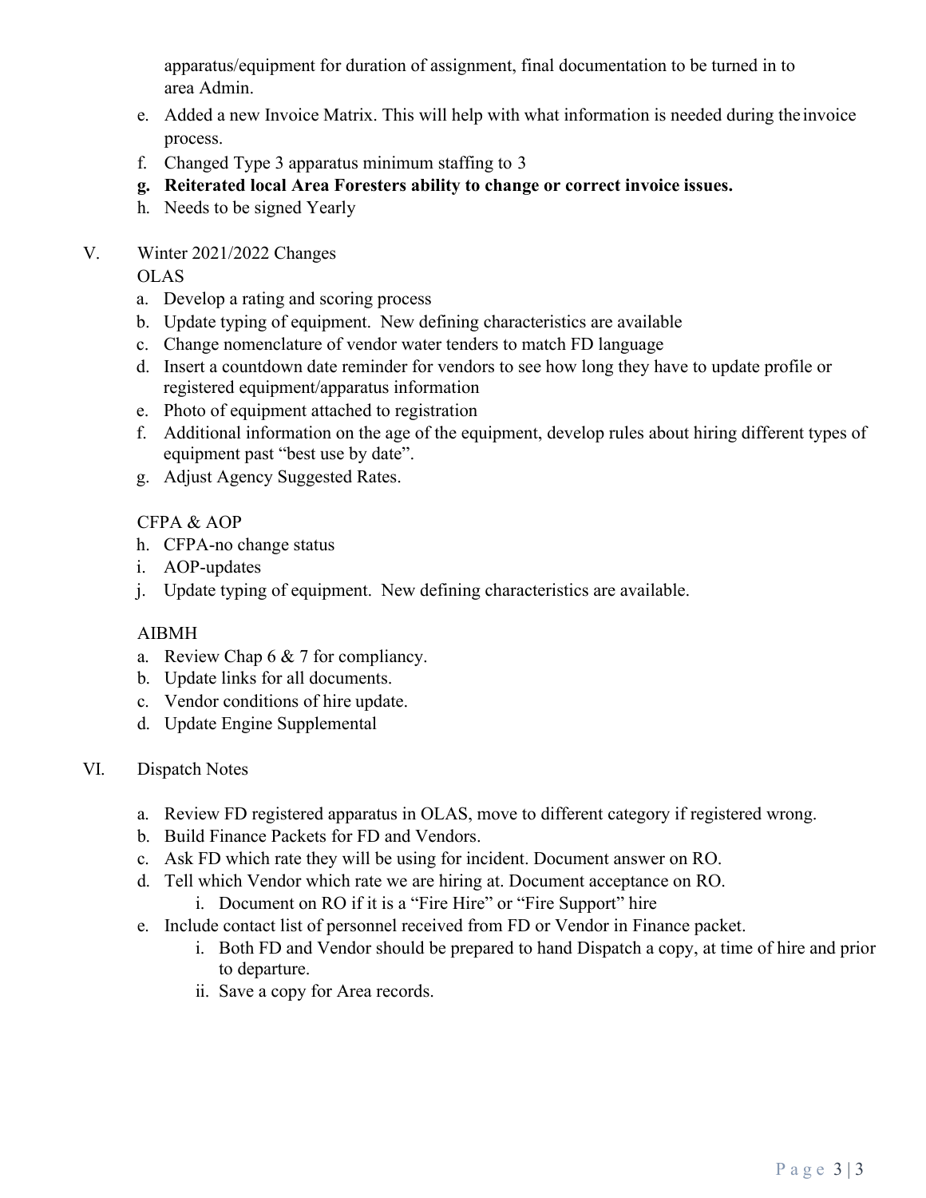apparatus/equipment for duration of assignment, final documentation to be turned in to area Admin.

e. Added a new Invoice Matrix. This will help with what information is needed during the invoice process.
f. Changed Type 3 apparatus minimum staffing to 3
g. **Reiterated local Area Foresters ability to change or correct invoice issues.**
h. Needs to be signed Yearly

V. Winter 2021/2022 Changes

OLAS

a. Develop a rating and scoring process
b. Update typing of equipment. New defining characteristics are available
c. Change nomenclature of vendor water tenders to match FD language
d. Insert a countdown date reminder for vendors to see how long they have to update profile or registered equipment/apparatus information
e. Photo of equipment attached to registration
f. Additional information on the age of the equipment, develop rules about hiring different types of equipment past "best use by date".
g. Adjust Agency Suggested Rates.

CFPA & AOP

h. CFPA-no change status
i. AOP-updates
j. Update typing of equipment. New defining characteristics are available.

AIBMH

a. Review Chap 6 & 7 for compliancy.
b. Update links for all documents.
c. Vendor conditions of hire update.
d. Update Engine Supplemental

VI. Dispatch Notes

a. Review FD registered apparatus in OLAS, move to different category if registered wrong.
b. Build Finance Packets for FD and Vendors.
c. Ask FD which rate they will be using for incident. Document answer on RO.
d. Tell which Vendor which rate we are hiring at. Document acceptance on RO.
    i. Document on RO if it is a "Fire Hire" or "Fire Support" hire
e. Include contact list of personnel received from FD or Vendor in Finance packet.
    i. Both FD and Vendor should be prepared to hand Dispatch a copy, at time of hire and prior to departure.
    ii. Save a copy for Area records.